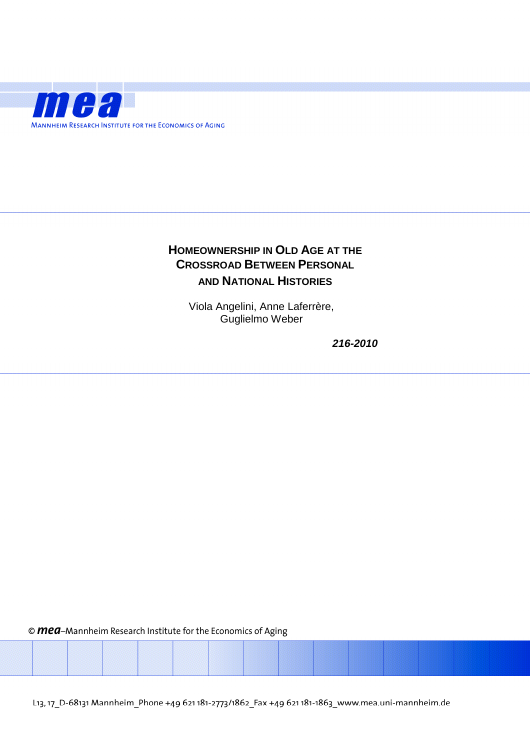mea

MANNHEIM RESEARCH INSTITUTE FOR THE ECONOMICS OF AGING

# HOMEOWNERSHIP IN OLD AGE AT THE CROSSROAD BETWEEN PERSONAL AND NATIONAL HISTORIES

Viola Angelini, Anne Laferrère, Guglielmo Weber

***216-2010***

© *mea*–Mannheim Research Institute for the Economics of Aging

L13, 17_D-68131 Mannheim_Phone +49 621 181-2773/1862_Fax +49 621 181-1863_www.mea.uni-mannheim.de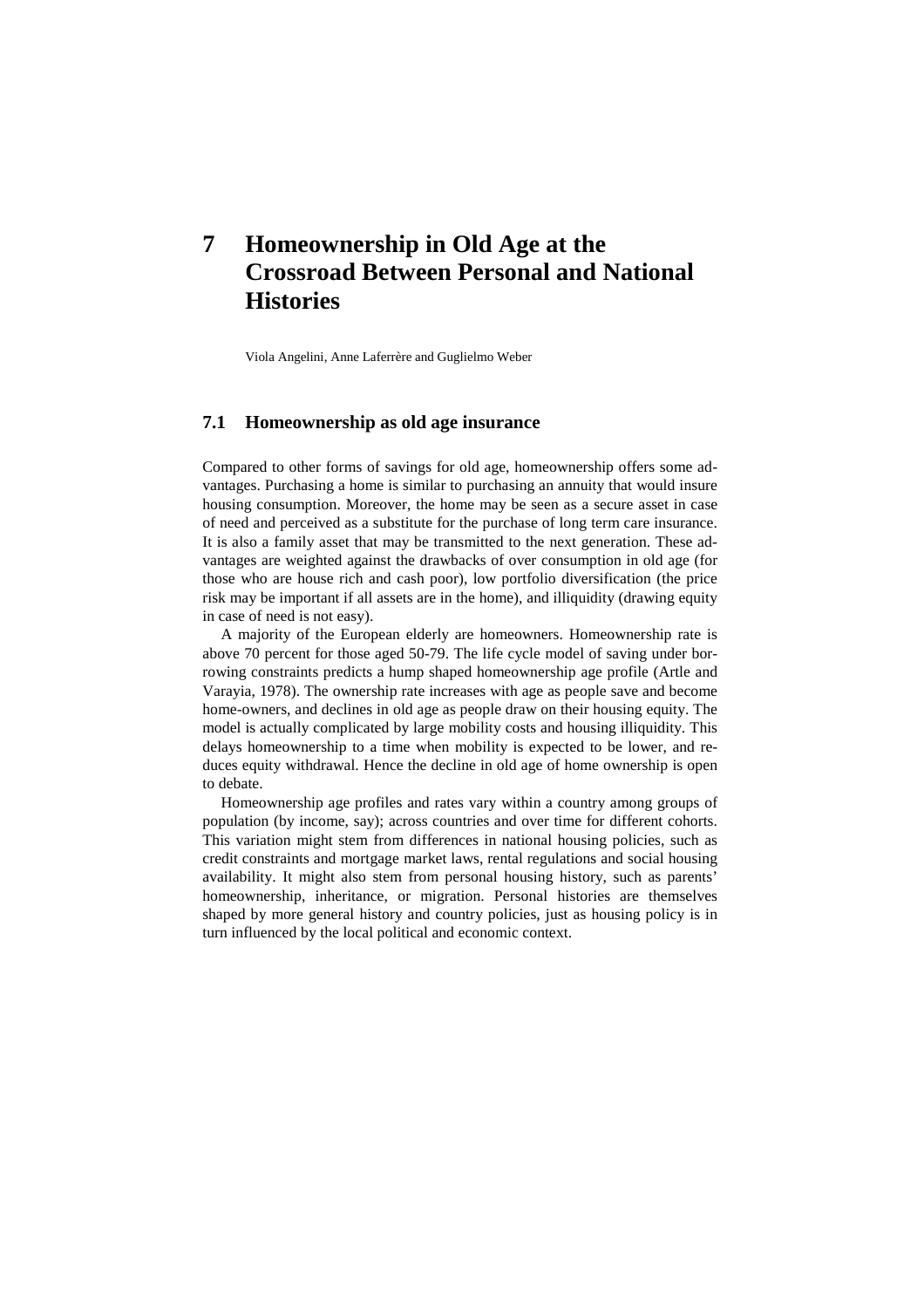# 7 Homeownership in Old Age at the Crossroad Between Personal and National Histories

Viola Angelini, Anne Laferrère and Guglielmo Weber

## 7.1 Homeownership as old age insurance

Compared to other forms of savings for old age, homeownership offers some advantages. Purchasing a home is similar to purchasing an annuity that would insure housing consumption. Moreover, the home may be seen as a secure asset in case of need and perceived as a substitute for the purchase of long term care insurance. It is also a family asset that may be transmitted to the next generation. These advantages are weighted against the drawbacks of over consumption in old age (for those who are house rich and cash poor), low portfolio diversification (the price risk may be important if all assets are in the home), and illiquidity (drawing equity in case of need is not easy).

A majority of the European elderly are homeowners. Homeownership rate is above 70 percent for those aged 50-79. The life cycle model of saving under borrowing constraints predicts a hump shaped homeownership age profile (Artle and Varayia, 1978). The ownership rate increases with age as people save and become home-owners, and declines in old age as people draw on their housing equity. The model is actually complicated by large mobility costs and housing illiquidity. This delays homeownership to a time when mobility is expected to be lower, and reduces equity withdrawal. Hence the decline in old age of home ownership is open to debate.

Homeownership age profiles and rates vary within a country among groups of population (by income, say); across countries and over time for different cohorts. This variation might stem from differences in national housing policies, such as credit constraints and mortgage market laws, rental regulations and social housing availability. It might also stem from personal housing history, such as parents' homeownership, inheritance, or migration. Personal histories are themselves shaped by more general history and country policies, just as housing policy is in turn influenced by the local political and economic context.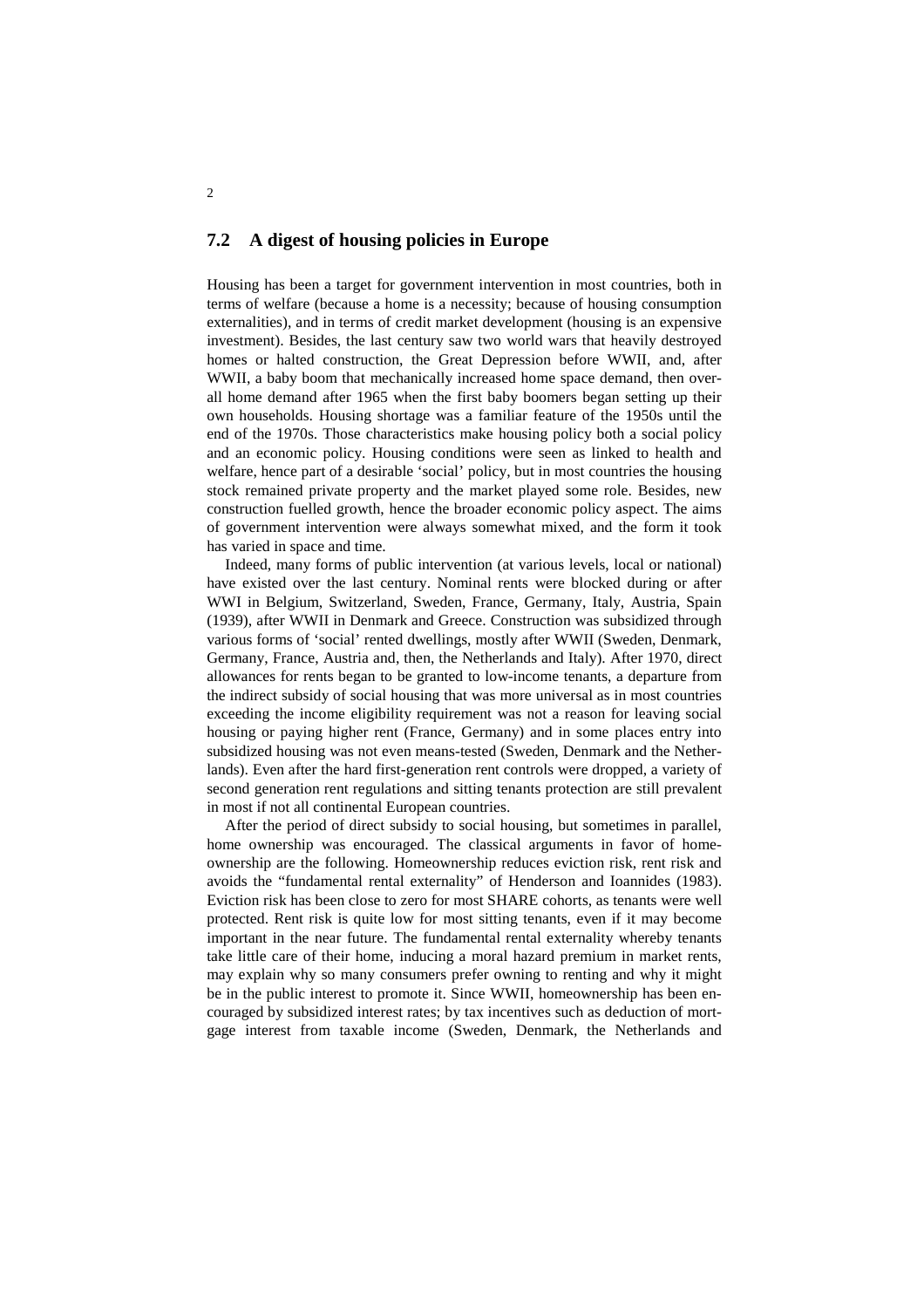## 7.2 A digest of housing policies in Europe

Housing has been a target for government intervention in most countries, both in terms of welfare (because a home is a necessity; because of housing consumption externalities), and in terms of credit market development (housing is an expensive investment). Besides, the last century saw two world wars that heavily destroyed homes or halted construction, the Great Depression before WWII, and, after WWII, a baby boom that mechanically increased home space demand, then overall home demand after 1965 when the first baby boomers began setting up their own households. Housing shortage was a familiar feature of the 1950s until the end of the 1970s. Those characteristics make housing policy both a social policy and an economic policy. Housing conditions were seen as linked to health and welfare, hence part of a desirable 'social' policy, but in most countries the housing stock remained private property and the market played some role. Besides, new construction fuelled growth, hence the broader economic policy aspect. The aims of government intervention were always somewhat mixed, and the form it took has varied in space and time.

Indeed, many forms of public intervention (at various levels, local or national) have existed over the last century. Nominal rents were blocked during or after WWI in Belgium, Switzerland, Sweden, France, Germany, Italy, Austria, Spain (1939), after WWII in Denmark and Greece. Construction was subsidized through various forms of 'social' rented dwellings, mostly after WWII (Sweden, Denmark, Germany, France, Austria and, then, the Netherlands and Italy). After 1970, direct allowances for rents began to be granted to low-income tenants, a departure from the indirect subsidy of social housing that was more universal as in most countries exceeding the income eligibility requirement was not a reason for leaving social housing or paying higher rent (France, Germany) and in some places entry into subsidized housing was not even means-tested (Sweden, Denmark and the Netherlands). Even after the hard first-generation rent controls were dropped, a variety of second generation rent regulations and sitting tenants protection are still prevalent in most if not all continental European countries.

After the period of direct subsidy to social housing, but sometimes in parallel, home ownership was encouraged. The classical arguments in favor of homeownership are the following. Homeownership reduces eviction risk, rent risk and avoids the "fundamental rental externality" of Henderson and Ioannides (1983). Eviction risk has been close to zero for most SHARE cohorts, as tenants were well protected. Rent risk is quite low for most sitting tenants, even if it may become important in the near future. The fundamental rental externality whereby tenants take little care of their home, inducing a moral hazard premium in market rents, may explain why so many consumers prefer owning to renting and why it might be in the public interest to promote it. Since WWII, homeownership has been encouraged by subsidized interest rates; by tax incentives such as deduction of mortgage interest from taxable income (Sweden, Denmark, the Netherlands and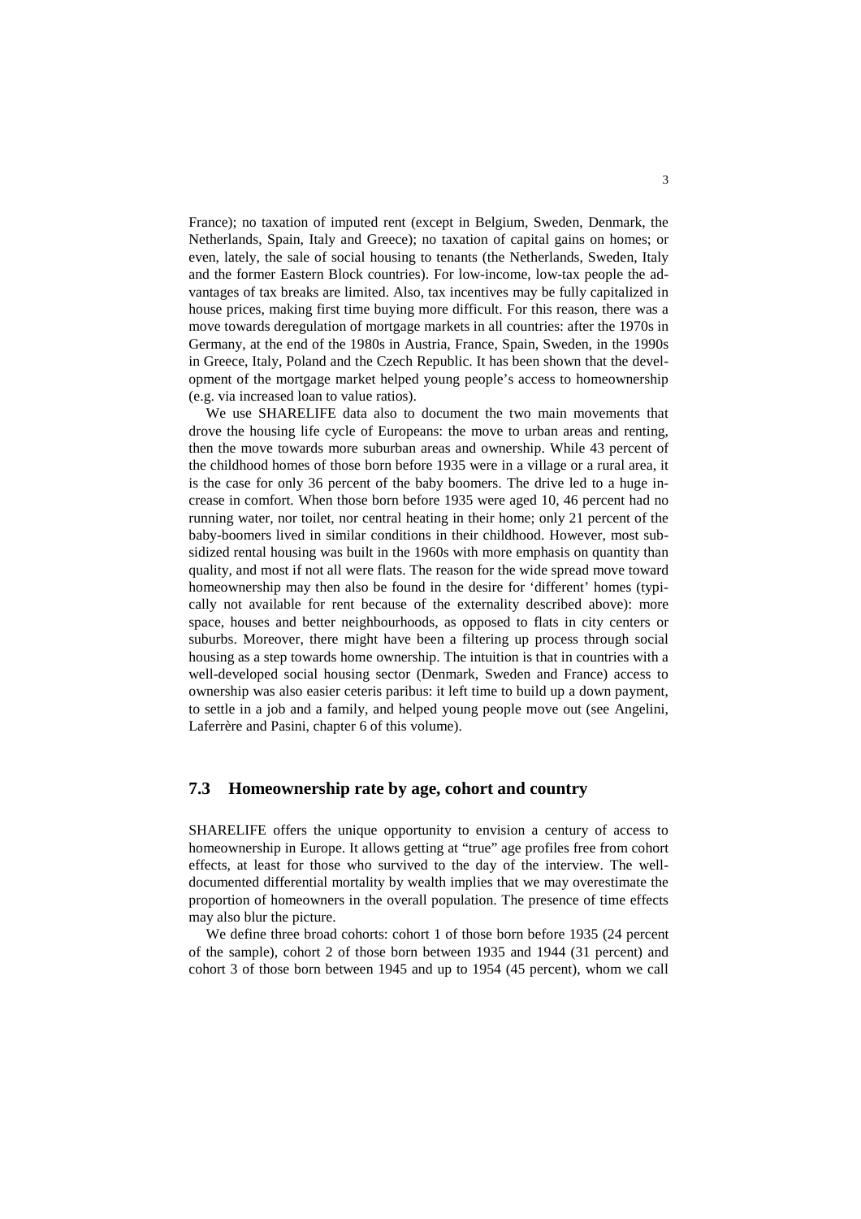France); no taxation of imputed rent (except in Belgium, Sweden, Denmark, the Netherlands, Spain, Italy and Greece); no taxation of capital gains on homes; or even, lately, the sale of social housing to tenants (the Netherlands, Sweden, Italy and the former Eastern Block countries). For low-income, low-tax people the advantages of tax breaks are limited. Also, tax incentives may be fully capitalized in house prices, making first time buying more difficult. For this reason, there was a move towards deregulation of mortgage markets in all countries: after the 1970s in Germany, at the end of the 1980s in Austria, France, Spain, Sweden, in the 1990s in Greece, Italy, Poland and the Czech Republic. It has been shown that the development of the mortgage market helped young people's access to homeownership (e.g. via increased loan to value ratios).

We use SHARELIFE data also to document the two main movements that drove the housing life cycle of Europeans: the move to urban areas and renting, then the move towards more suburban areas and ownership. While 43 percent of the childhood homes of those born before 1935 were in a village or a rural area, it is the case for only 36 percent of the baby boomers. The drive led to a huge increase in comfort. When those born before 1935 were aged 10, 46 percent had no running water, nor toilet, nor central heating in their home; only 21 percent of the baby-boomers lived in similar conditions in their childhood. However, most subsidized rental housing was built in the 1960s with more emphasis on quantity than quality, and most if not all were flats. The reason for the wide spread move toward homeownership may then also be found in the desire for 'different' homes (typically not available for rent because of the externality described above): more space, houses and better neighbourhoods, as opposed to flats in city centers or suburbs. Moreover, there might have been a filtering up process through social housing as a step towards home ownership. The intuition is that in countries with a well-developed social housing sector (Denmark, Sweden and France) access to ownership was also easier ceteris paribus: it left time to build up a down payment, to settle in a job and a family, and helped young people move out (see Angelini, Laferrère and Pasini, chapter 6 of this volume).

## 7.3 Homeownership rate by age, cohort and country

SHARELIFE offers the unique opportunity to envision a century of access to homeownership in Europe. It allows getting at "true" age profiles free from cohort effects, at least for those who survived to the day of the interview. The well-documented differential mortality by wealth implies that we may overestimate the proportion of homeowners in the overall population. The presence of time effects may also blur the picture.

We define three broad cohorts: cohort 1 of those born before 1935 (24 percent of the sample), cohort 2 of those born between 1935 and 1944 (31 percent) and cohort 3 of those born between 1945 and up to 1954 (45 percent), whom we call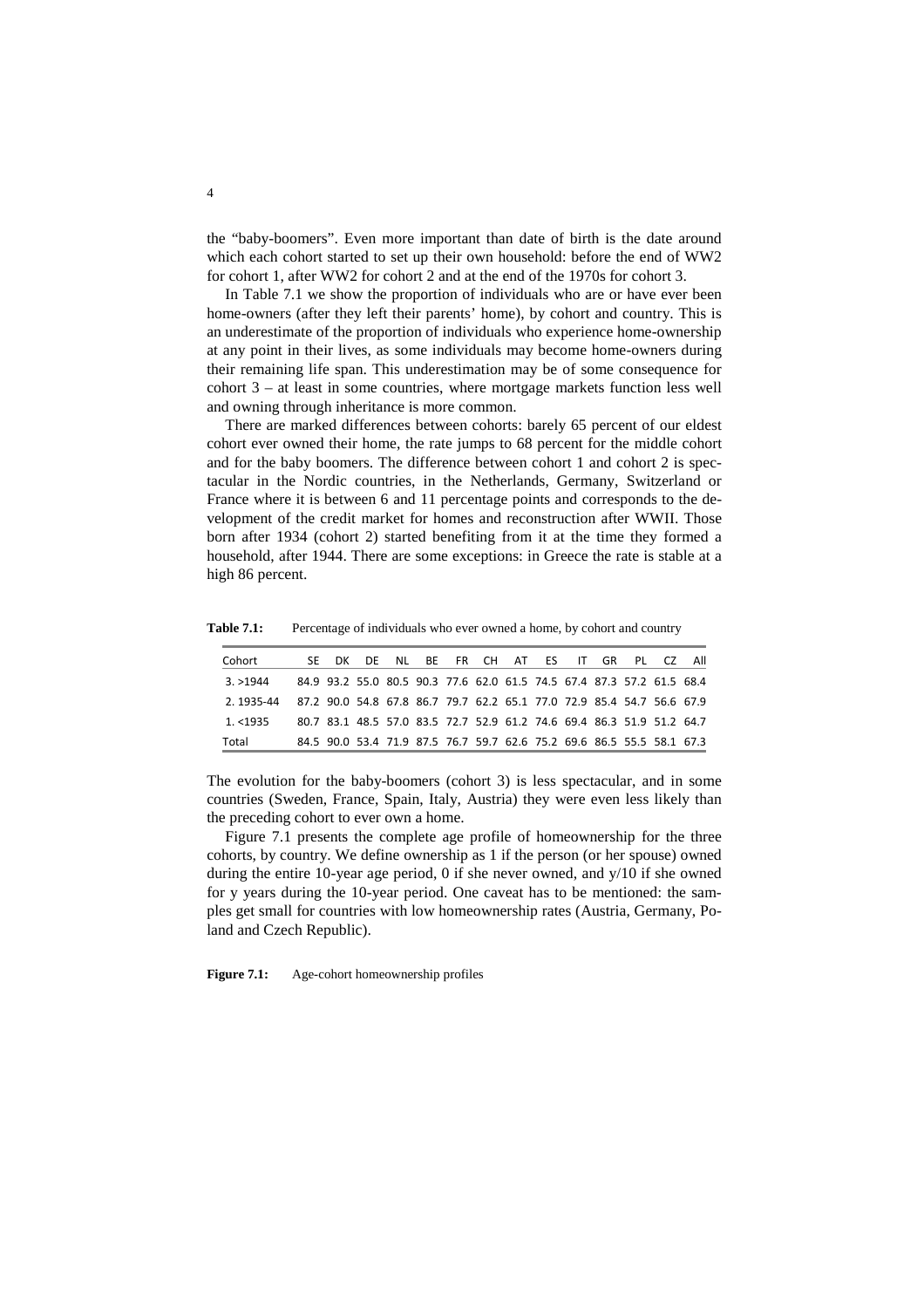the "baby-boomers". Even more important than date of birth is the date around which each cohort started to set up their own household: before the end of WW2 for cohort 1, after WW2 for cohort 2 and at the end of the 1970s for cohort 3.

In Table 7.1 we show the proportion of individuals who are or have ever been home-owners (after they left their parents' home), by cohort and country. This is an underestimate of the proportion of individuals who experience home-ownership at any point in their lives, as some individuals may become home-owners during their remaining life span. This underestimation may be of some consequence for cohort 3 – at least in some countries, where mortgage markets function less well and owning through inheritance is more common.

There are marked differences between cohorts: barely 65 percent of our eldest cohort ever owned their home, the rate jumps to 68 percent for the middle cohort and for the baby boomers. The difference between cohort 1 and cohort 2 is spectacular in the Nordic countries, in the Netherlands, Germany, Switzerland or France where it is between 6 and 11 percentage points and corresponds to the development of the credit market for homes and reconstruction after WWII. Those born after 1934 (cohort 2) started benefiting from it at the time they formed a household, after 1944. There are some exceptions: in Greece the rate is stable at a high 86 percent.

**Table 7.1:** Percentage of individuals who ever owned a home, by cohort and country

| Cohort | SE | DK | DE | NL | BE | FR | CH | AT | ES | IT | GR | PL | CZ | All |
|---|---|---|---|---|---|---|---|---|---|---|---|---|---|---|
| 3. >1944 | 84.9 | 93.2 | 55.0 | 80.5 | 90.3 | 77.6 | 62.0 | 61.5 | 74.5 | 67.4 | 87.3 | 57.2 | 61.5 | 68.4 |
| 2. 1935-44 | 87.2 | 90.0 | 54.8 | 67.8 | 86.7 | 79.7 | 62.2 | 65.1 | 77.0 | 72.9 | 85.4 | 54.7 | 56.6 | 67.9 |
| 1. <1935 | 80.7 | 83.1 | 48.5 | 57.0 | 83.5 | 72.7 | 52.9 | 61.2 | 74.6 | 69.4 | 86.3 | 51.9 | 51.2 | 64.7 |
| Total | 84.5 | 90.0 | 53.4 | 71.9 | 87.5 | 76.7 | 59.7 | 62.6 | 75.2 | 69.6 | 86.5 | 55.5 | 58.1 | 67.3 |

The evolution for the baby-boomers (cohort 3) is less spectacular, and in some countries (Sweden, France, Spain, Italy, Austria) they were even less likely than the preceding cohort to ever own a home.

Figure 7.1 presents the complete age profile of homeownership for the three cohorts, by country. We define ownership as 1 if the person (or her spouse) owned during the entire 10-year age period, 0 if she never owned, and y/10 if she owned for y years during the 10-year period. One caveat has to be mentioned: the samples get small for countries with low homeownership rates (Austria, Germany, Poland and Czech Republic).

**Figure 7.1:** Age-cohort homeownership profiles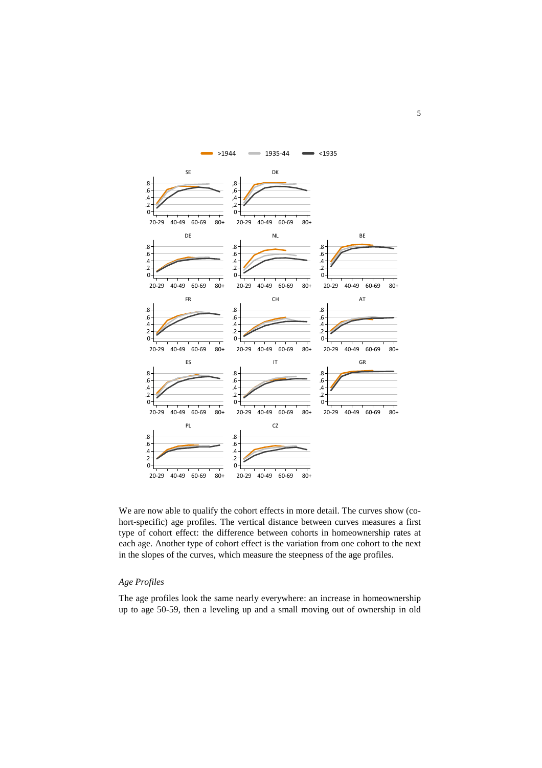We are now able to qualify the cohort effects in more detail. The curves show (cohort-specific) age profiles. The vertical distance between curves measures a first type of cohort effect: the difference between cohorts in homeownership rates at each age. Another type of cohort effect is the variation from one cohort to the next in the slopes of the curves, which measure the steepness of the age profiles.

### *Age Profiles*

The age profiles look the same nearly everywhere: an increase in homeownership up to age 50-59, then a leveling up and a small moving out of ownership in old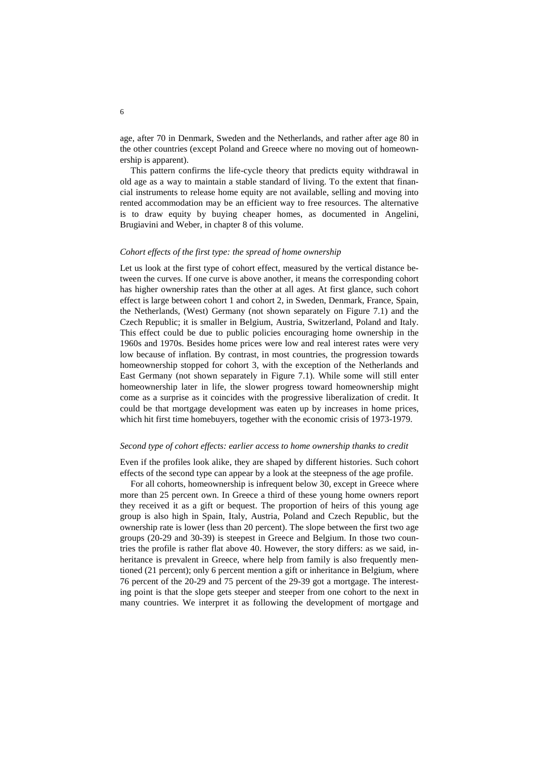age, after 70 in Denmark, Sweden and the Netherlands, and rather after age 80 in the other countries (except Poland and Greece where no moving out of homeownership is apparent).

This pattern confirms the life-cycle theory that predicts equity withdrawal in old age as a way to maintain a stable standard of living. To the extent that financial instruments to release home equity are not available, selling and moving into rented accommodation may be an efficient way to free resources. The alternative is to draw equity by buying cheaper homes, as documented in Angelini, Brugiavini and Weber, in chapter 8 of this volume.

### *Cohort effects of the first type: the spread of home ownership*

Let us look at the first type of cohort effect, measured by the vertical distance between the curves. If one curve is above another, it means the corresponding cohort has higher ownership rates than the other at all ages. At first glance, such cohort effect is large between cohort 1 and cohort 2, in Sweden, Denmark, France, Spain, the Netherlands, (West) Germany (not shown separately on Figure 7.1) and the Czech Republic; it is smaller in Belgium, Austria, Switzerland, Poland and Italy. This effect could be due to public policies encouraging home ownership in the 1960s and 1970s. Besides home prices were low and real interest rates were very low because of inflation. By contrast, in most countries, the progression towards homeownership stopped for cohort 3, with the exception of the Netherlands and East Germany (not shown separately in Figure 7.1). While some will still enter homeownership later in life, the slower progress toward homeownership might come as a surprise as it coincides with the progressive liberalization of credit. It could be that mortgage development was eaten up by increases in home prices, which hit first time homebuyers, together with the economic crisis of 1973-1979.

### *Second type of cohort effects: earlier access to home ownership thanks to credit*

Even if the profiles look alike, they are shaped by different histories. Such cohort effects of the second type can appear by a look at the steepness of the age profile.

For all cohorts, homeownership is infrequent below 30, except in Greece where more than 25 percent own. In Greece a third of these young home owners report they received it as a gift or bequest. The proportion of heirs of this young age group is also high in Spain, Italy, Austria, Poland and Czech Republic, but the ownership rate is lower (less than 20 percent). The slope between the first two age groups (20-29 and 30-39) is steepest in Greece and Belgium. In those two countries the profile is rather flat above 40. However, the story differs: as we said, inheritance is prevalent in Greece, where help from family is also frequently mentioned (21 percent); only 6 percent mention a gift or inheritance in Belgium, where 76 percent of the 20-29 and 75 percent of the 29-39 got a mortgage. The interesting point is that the slope gets steeper and steeper from one cohort to the next in many countries. We interpret it as following the development of mortgage and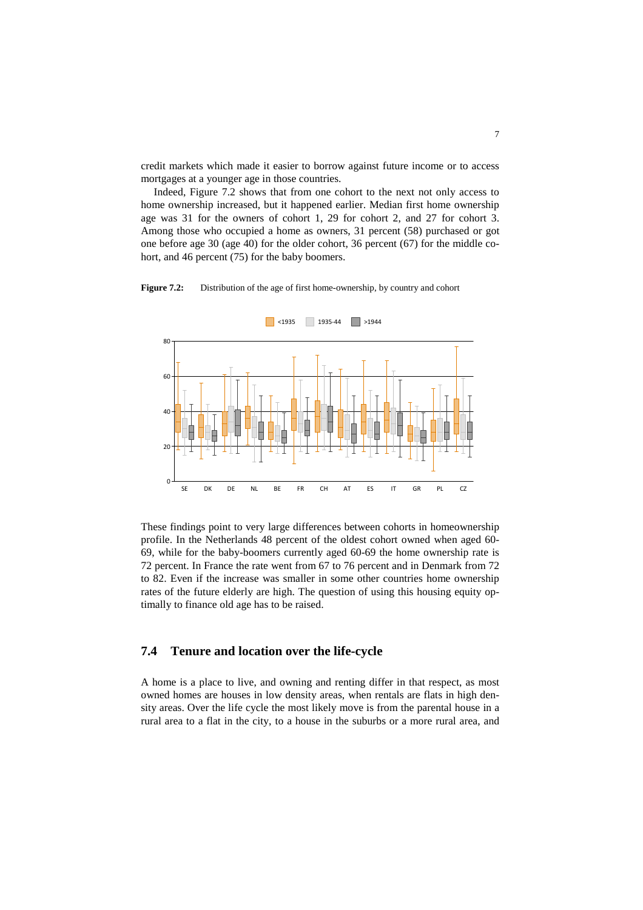credit markets which made it easier to borrow against future income or to access mortgages at a younger age in those countries.

Indeed, Figure 7.2 shows that from one cohort to the next not only access to home ownership increased, but it happened earlier. Median first home ownership age was 31 for the owners of cohort 1, 29 for cohort 2, and 27 for cohort 3. Among those who occupied a home as owners, 31 percent (58) purchased or got one before age 30 (age 40) for the older cohort, 36 percent (67) for the middle cohort, and 46 percent (75) for the baby boomers.

**Figure 7.2:** Distribution of the age of first home-ownership, by country and cohort

These findings point to very large differences between cohorts in homeownership profile. In the Netherlands 48 percent of the oldest cohort owned when aged 60-69, while for the baby-boomers currently aged 60-69 the home ownership rate is 72 percent. In France the rate went from 67 to 76 percent and in Denmark from 72 to 82. Even if the increase was smaller in some other countries home ownership rates of the future elderly are high. The question of using this housing equity optimally to finance old age has to be raised.

## 7.4 Tenure and location over the life-cycle

A home is a place to live, and owning and renting differ in that respect, as most owned homes are houses in low density areas, when rentals are flats in high density areas. Over the life cycle the most likely move is from the parental house in a rural area to a flat in the city, to a house in the suburbs or a more rural area, and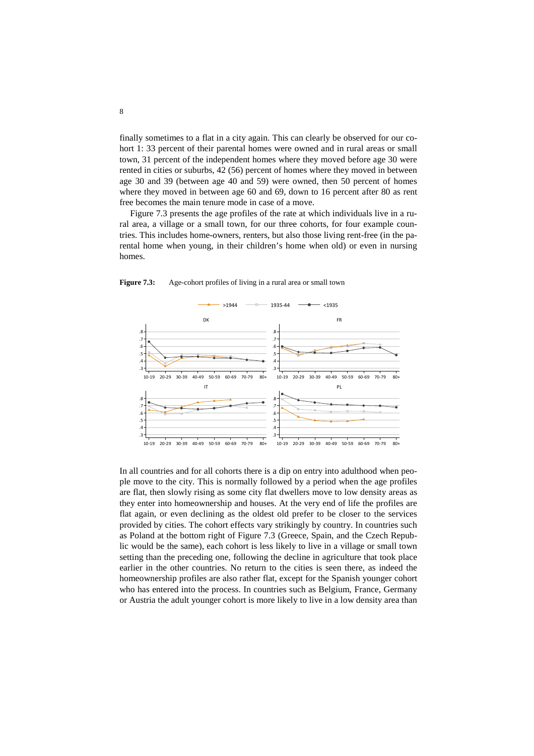finally sometimes to a flat in a city again. This can clearly be observed for our cohort 1: 33 percent of their parental homes were owned and in rural areas or small town, 31 percent of the independent homes where they moved before age 30 were rented in cities or suburbs, 42 (56) percent of homes where they moved in between age 30 and 39 (between age 40 and 59) were owned, then 50 percent of homes where they moved in between age 60 and 69, down to 16 percent after 80 as rent free becomes the main tenure mode in case of a move.

Figure 7.3 presents the age profiles of the rate at which individuals live in a rural area, a village or a small town, for our three cohorts, for four example countries. This includes home-owners, renters, but also those living rent-free (in the parental home when young, in their children's home when old) or even in nursing homes.

**Figure 7.3:** Age-cohort profiles of living in a rural area or small town

In all countries and for all cohorts there is a dip on entry into adulthood when people move to the city. This is normally followed by a period when the age profiles are flat, then slowly rising as some city flat dwellers move to low density areas as they enter into homeownership and houses. At the very end of life the profiles are flat again, or even declining as the oldest old prefer to be closer to the services provided by cities. The cohort effects vary strikingly by country. In countries such as Poland at the bottom right of Figure 7.3 (Greece, Spain, and the Czech Republic would be the same), each cohort is less likely to live in a village or small town setting than the preceding one, following the decline in agriculture that took place earlier in the other countries. No return to the cities is seen there, as indeed the homeownership profiles are also rather flat, except for the Spanish younger cohort who has entered into the process. In countries such as Belgium, France, Germany or Austria the adult younger cohort is more likely to live in a low density area than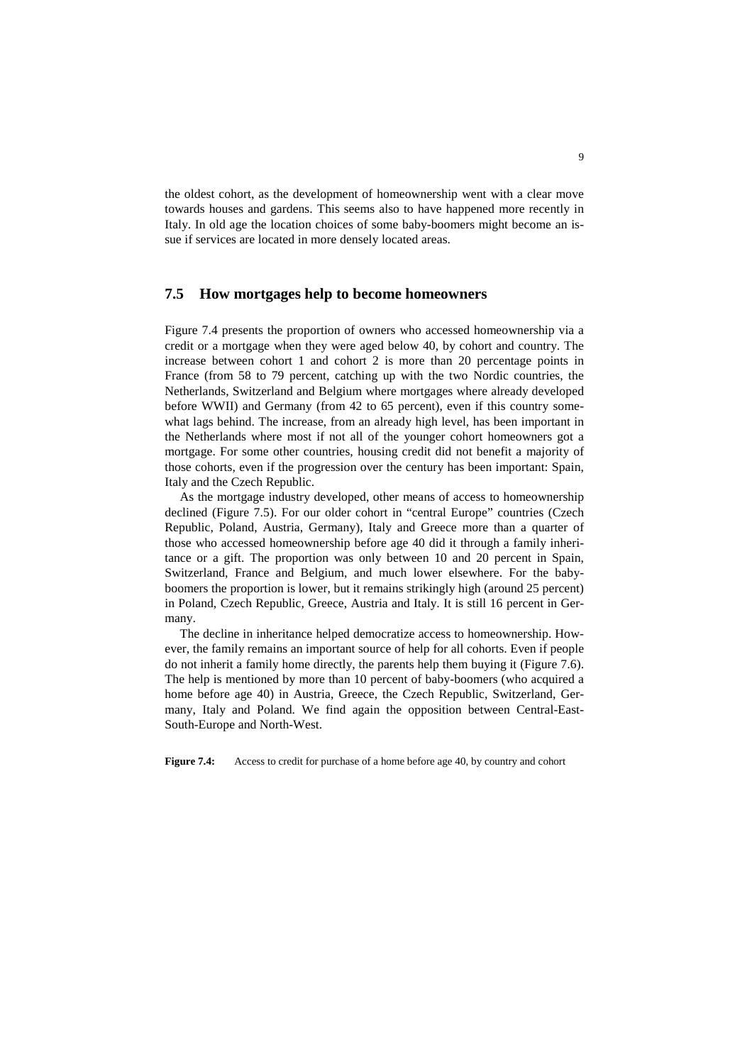the oldest cohort, as the development of homeownership went with a clear move towards houses and gardens. This seems also to have happened more recently in Italy. In old age the location choices of some baby-boomers might become an issue if services are located in more densely located areas.

## 7.5 How mortgages help to become homeowners

Figure 7.4 presents the proportion of owners who accessed homeownership via a credit or a mortgage when they were aged below 40, by cohort and country. The increase between cohort 1 and cohort 2 is more than 20 percentage points in France (from 58 to 79 percent, catching up with the two Nordic countries, the Netherlands, Switzerland and Belgium where mortgages where already developed before WWII) and Germany (from 42 to 65 percent), even if this country somewhat lags behind. The increase, from an already high level, has been important in the Netherlands where most if not all of the younger cohort homeowners got a mortgage. For some other countries, housing credit did not benefit a majority of those cohorts, even if the progression over the century has been important: Spain, Italy and the Czech Republic.

As the mortgage industry developed, other means of access to homeownership declined (Figure 7.5). For our older cohort in "central Europe" countries (Czech Republic, Poland, Austria, Germany), Italy and Greece more than a quarter of those who accessed homeownership before age 40 did it through a family inheritance or a gift. The proportion was only between 10 and 20 percent in Spain, Switzerland, France and Belgium, and much lower elsewhere. For the baby-boomers the proportion is lower, but it remains strikingly high (around 25 percent) in Poland, Czech Republic, Greece, Austria and Italy. It is still 16 percent in Germany.

The decline in inheritance helped democratize access to homeownership. However, the family remains an important source of help for all cohorts. Even if people do not inherit a family home directly, the parents help them buying it (Figure 7.6). The help is mentioned by more than 10 percent of baby-boomers (who acquired a home before age 40) in Austria, Greece, the Czech Republic, Switzerland, Germany, Italy and Poland. We find again the opposition between Central-East-South-Europe and North-West.

**Figure 7.4:** Access to credit for purchase of a home before age 40, by country and cohort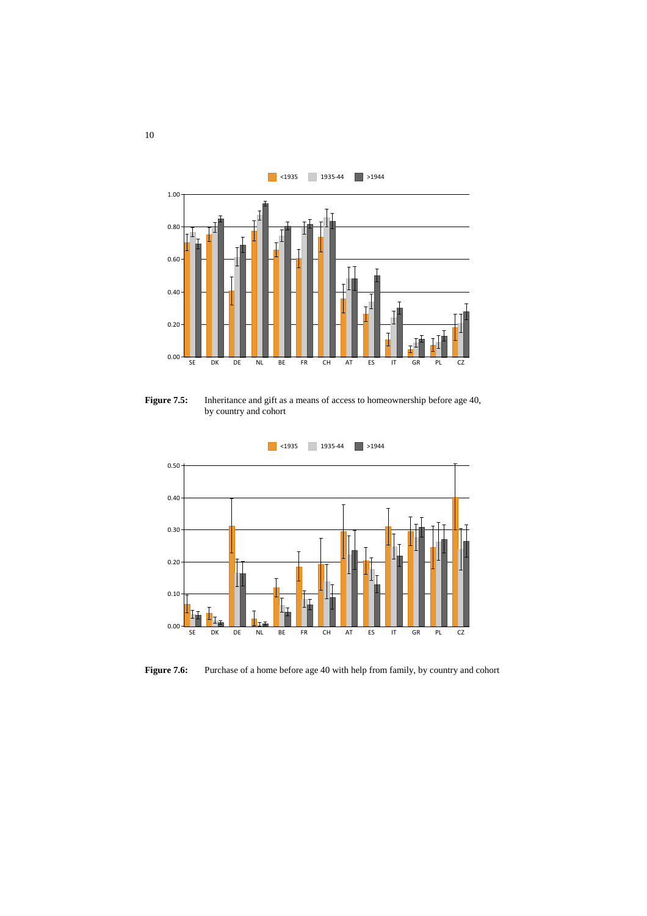**Figure 7.5:** Inheritance and gift as a means of access to homeownership before age 40, by country and cohort

**Figure 7.6:** Purchase of a home before age 40 with help from family, by country and cohort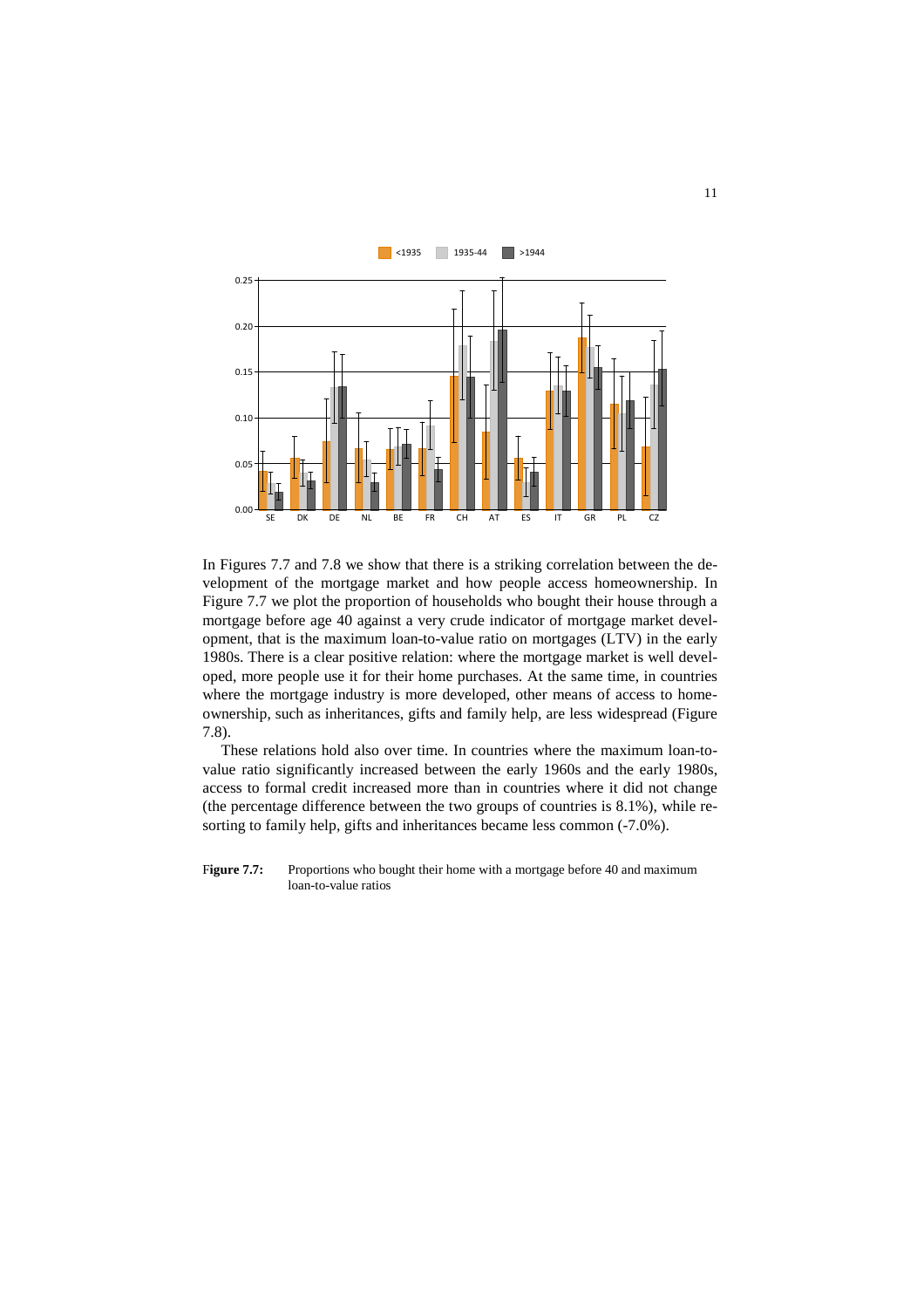In Figures 7.7 and 7.8 we show that there is a striking correlation between the development of the mortgage market and how people access homeownership. In Figure 7.7 we plot the proportion of households who bought their house through a mortgage before age 40 against a very crude indicator of mortgage market development, that is the maximum loan-to-value ratio on mortgages (LTV) in the early 1980s. There is a clear positive relation: where the mortgage market is well developed, more people use it for their home purchases. At the same time, in countries where the mortgage industry is more developed, other means of access to homeownership, such as inheritances, gifts and family help, are less widespread (Figure 7.8).

These relations hold also over time. In countries where the maximum loan-to-value ratio significantly increased between the early 1960s and the early 1980s, access to formal credit increased more than in countries where it did not change (the percentage difference between the two groups of countries is 8.1%), while resorting to family help, gifts and inheritances became less common (-7.0%).

**Figure 7.7:** Proportions who bought their home with a mortgage before 40 and maximum loan-to-value ratios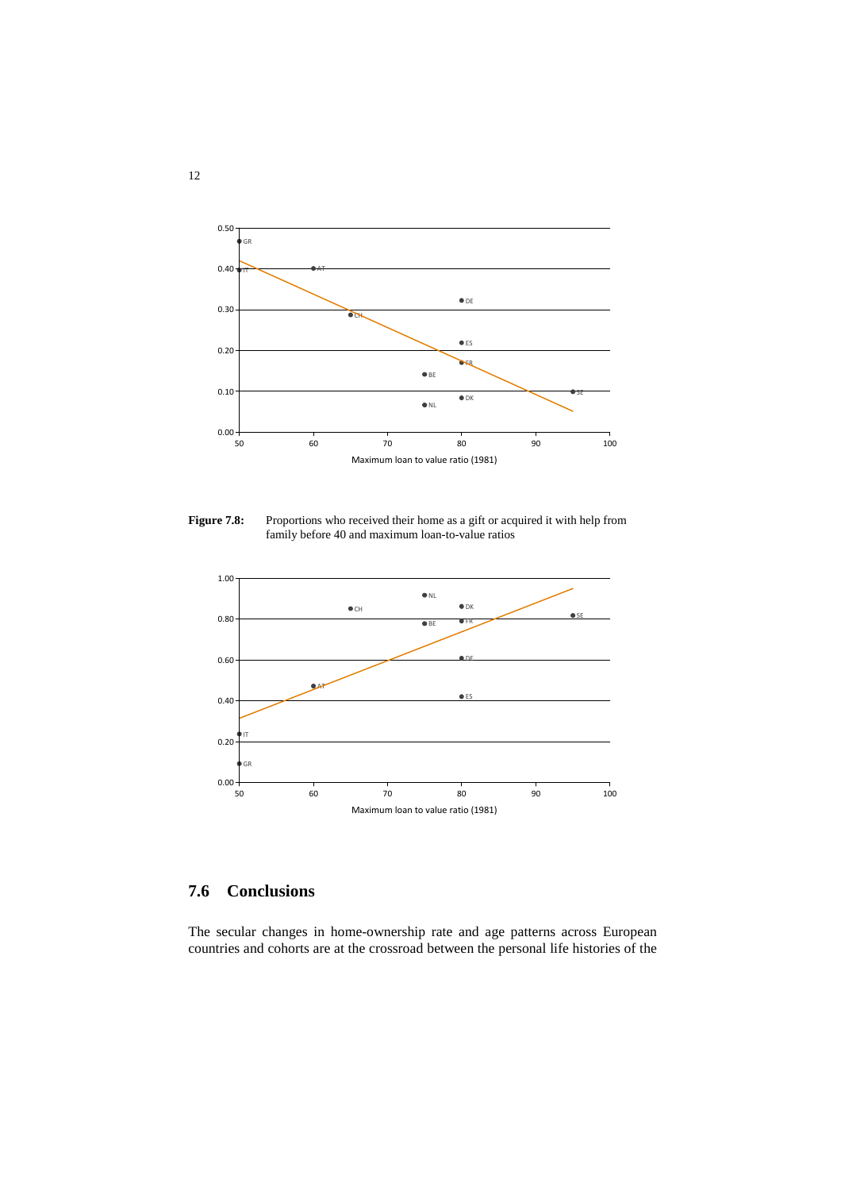Figure 7.8: Proportions who received their home as a gift or acquired it with help from family before 40 and maximum loan-to-value ratios

## 7.6 Conclusions

The secular changes in home-ownership rate and age patterns across European countries and cohorts are at the crossroad between the personal life histories of the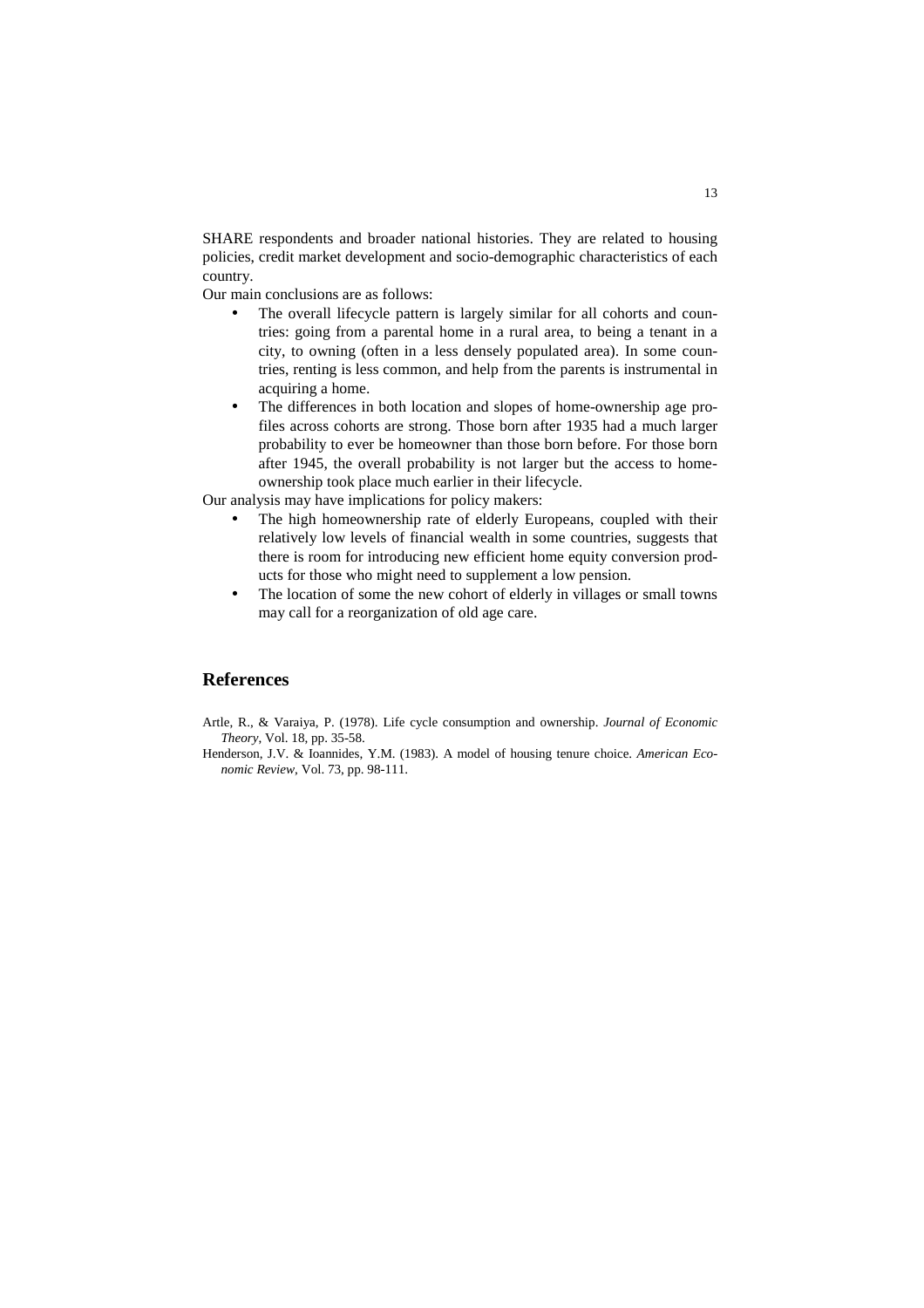SHARE respondents and broader national histories. They are related to housing policies, credit market development and socio-demographic characteristics of each country.

Our main conclusions are as follows:

- The overall lifecycle pattern is largely similar for all cohorts and countries: going from a parental home in a rural area, to being a tenant in a city, to owning (often in a less densely populated area). In some countries, renting is less common, and help from the parents is instrumental in acquiring a home.
- The differences in both location and slopes of home-ownership age profiles across cohorts are strong. Those born after 1935 had a much larger probability to ever be homeowner than those born before. For those born after 1945, the overall probability is not larger but the access to homeownership took place much earlier in their lifecycle.

Our analysis may have implications for policy makers:

- The high homeownership rate of elderly Europeans, coupled with their relatively low levels of financial wealth in some countries, suggests that there is room for introducing new efficient home equity conversion products for those who might need to supplement a low pension.
- The location of some the new cohort of elderly in villages or small towns may call for a reorganization of old age care.

## References

Artle, R., & Varaiya, P. (1978). Life cycle consumption and ownership. *Journal of Economic Theory*, Vol. 18, pp. 35-58.

Henderson, J.V. & Ioannides, Y.M. (1983). A model of housing tenure choice. *American Economic Review*, Vol. 73, pp. 98-111.